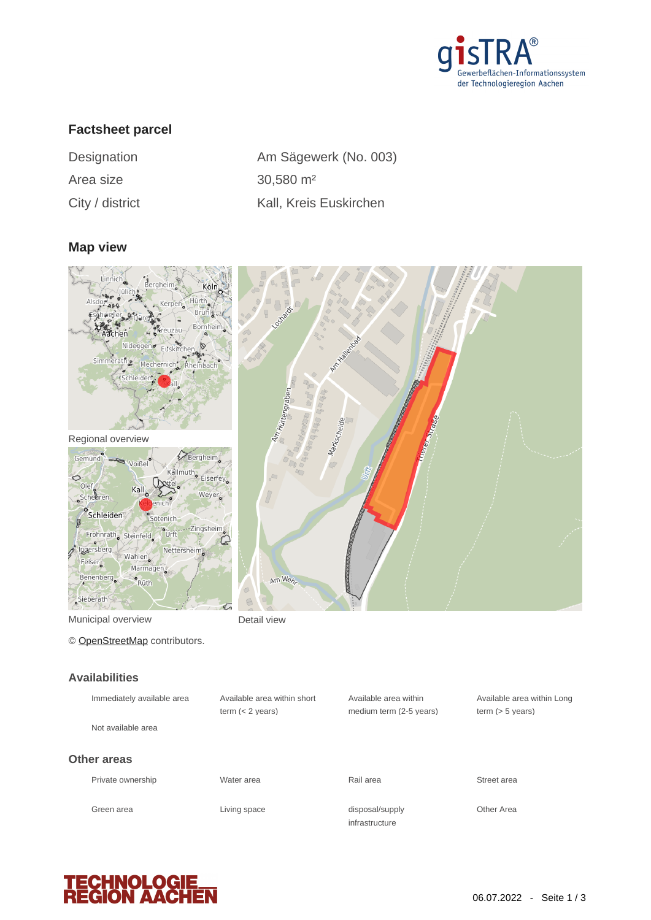## Factsheet parcel

| | |
|---|---|
| Designation | Am Sägewerk (No. 003) |
| Area size | 30,580 m² |
| City / district | Kall, Kreis Euskirchen |

## Map view

Regional overview

Municipal overview

Detail view

© OpenStreetMap contributors.

## Availabilities

| | | | |
|---|---|---|---|
| Immediately available area | Available area within short term (< 2 years) | Available area within medium term (2-5 years) | Available area within Long term (> 5 years) |
| Not available area | | | |

## Other areas

| | | | |
|---|---|---|---|
| Private ownership | Water area | Rail area | Street area |
| Green area | Living space | disposal/supply infrastructure | Other Area |

06.07.2022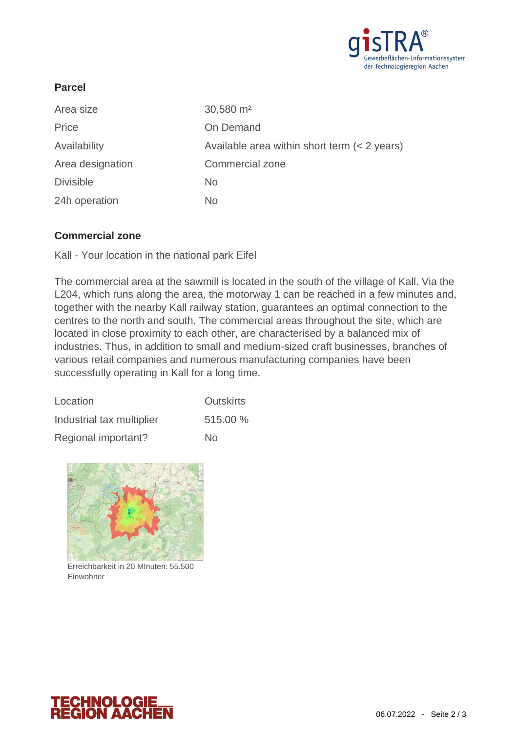## Parcel

| | |
|---|---|
| Area size | 30,580 m² |
| Price | On Demand |
| Availability | Available area within short term (< 2 years) |
| Area designation | Commercial zone |
| Divisible | No |
| 24h operation | No |

## Commercial zone

Kall - Your location in the national park Eifel

The commercial area at the sawmill is located in the south of the village of Kall. Via the L204, which runs along the area, the motorway 1 can be reached in a few minutes and, together with the nearby Kall railway station, guarantees an optimal connection to the centres to the north and south. The commercial areas throughout the site, which are located in close proximity to each other, are characterised by a balanced mix of industries. Thus, in addition to small and medium-sized craft businesses, branches of various retail companies and numerous manufacturing companies have been successfully operating in Kall for a long time.

| | |
|---|---|
| Location | Outskirts |
| Industrial tax multiplier | 515.00 % |
| Regional important? | No |

Erreichbarkeit in 20 MInuten: 55.500 Einwohner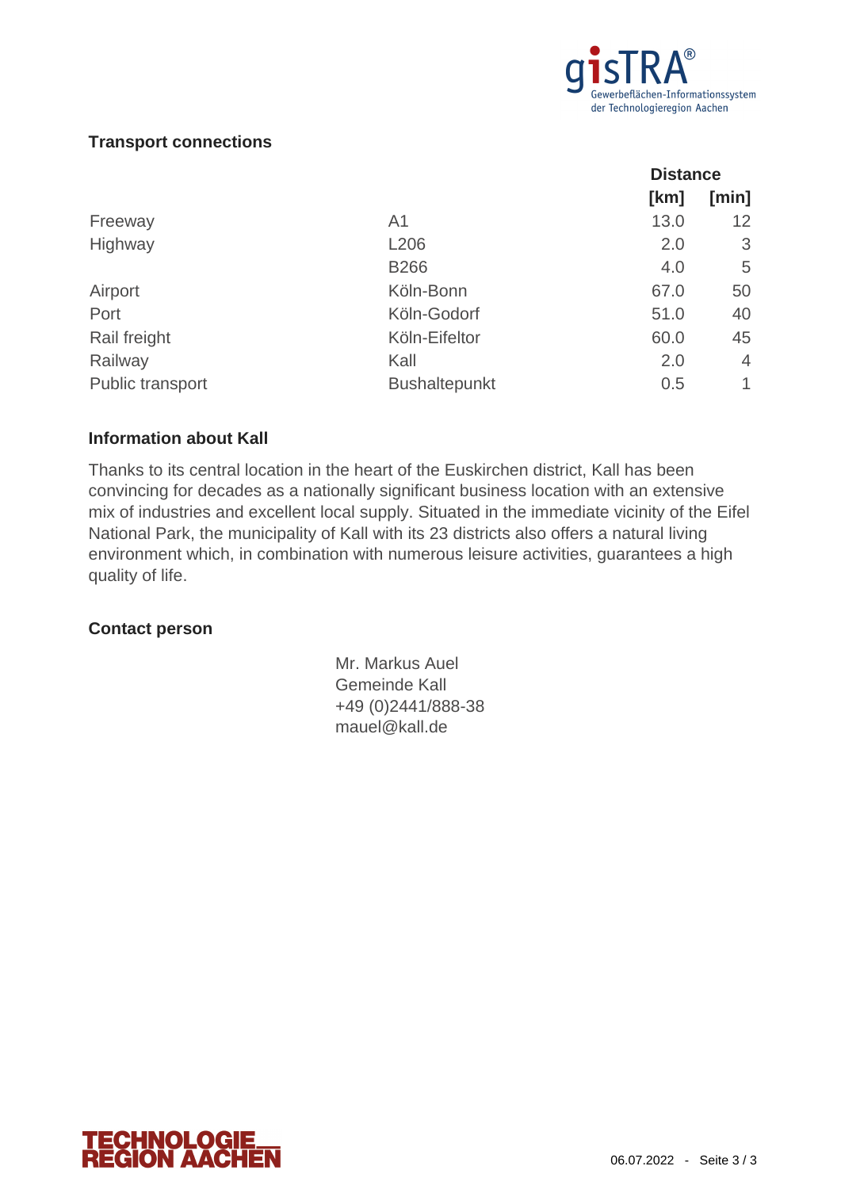## Transport connections

| | | Distance | |
|---|---|---|---|
| | | [km] | [min] |
| Freeway | A1 | 13.0 | 12 |
| Highway | L206 | 2.0 | 3 |
| | B266 | 4.0 | 5 |
| Airport | Köln-Bonn | 67.0 | 50 |
| Port | Köln-Godorf | 51.0 | 40 |
| Rail freight | Köln-Eifeltor | 60.0 | 45 |
| Railway | Kall | 2.0 | 4 |
| Public transport | Bushaltepunkt | 0.5 | 1 |

## Information about Kall

Thanks to its central location in the heart of the Euskirchen district, Kall has been convincing for decades as a nationally significant business location with an extensive mix of industries and excellent local supply. Situated in the immediate vicinity of the Eifel National Park, the municipality of Kall with its 23 districts also offers a natural living environment which, in combination with numerous leisure activities, guarantees a high quality of life.

## Contact person

Mr. Markus Auel
Gemeinde Kall
+49 (0)2441/888-38
mauel@kall.de